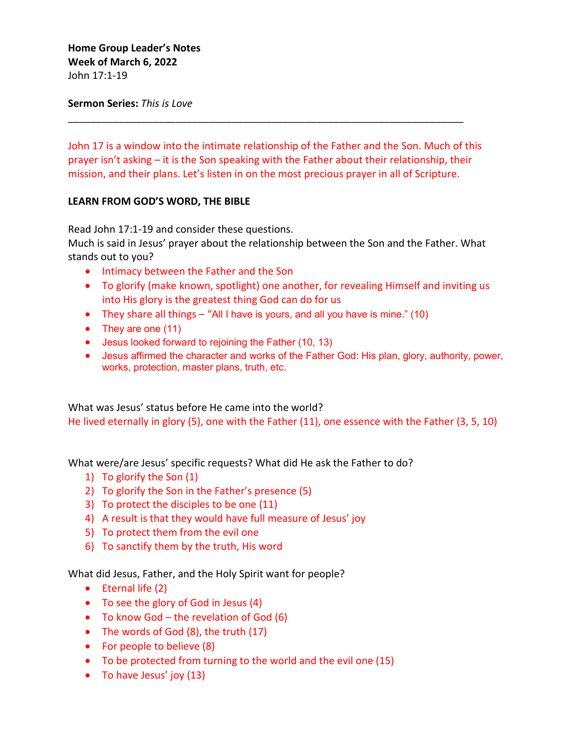**Home Group Leader's Notes**
**Week of March 6, 2022**
John 17:1-19

**Sermon Series:** *This is Love*

---

John 17 is a window into the intimate relationship of the Father and the Son. Much of this prayer isn't asking – it is the Son speaking with the Father about their relationship, their mission, and their plans. Let's listen in on the most precious prayer in all of Scripture.

## LEARN FROM GOD'S WORD, THE BIBLE

Read John 17:1-19 and consider these questions.
Much is said in Jesus' prayer about the relationship between the Son and the Father. What stands out to you?

- Intimacy between the Father and the Son
- To glorify (make known, spotlight) one another, for revealing Himself and inviting us into His glory is the greatest thing God can do for us
- They share all things – "All I have is yours, and all you have is mine." (10)
- They are one (11)
- Jesus looked forward to rejoining the Father (10, 13)
- Jesus affirmed the character and works of the Father God: His plan, glory, authority, power, works, protection, master plans, truth, etc.

What was Jesus' status before He came into the world?
He lived eternally in glory (5), one with the Father (11), one essence with the Father (3, 5, 10)

What were/are Jesus' specific requests? What did He ask the Father to do?

1) To glorify the Son (1)
2) To glorify the Son in the Father's presence (5)
3) To protect the disciples to be one (11)
4) A result is that they would have full measure of Jesus' joy
5) To protect them from the evil one
6) To sanctify them by the truth, His word

What did Jesus, Father, and the Holy Spirit want for people?

- Eternal life (2)
- To see the glory of God in Jesus (4)
- To know God – the revelation of God (6)
- The words of God (8), the truth (17)
- For people to believe (8)
- To be protected from turning to the world and the evil one (15)
- To have Jesus' joy (13)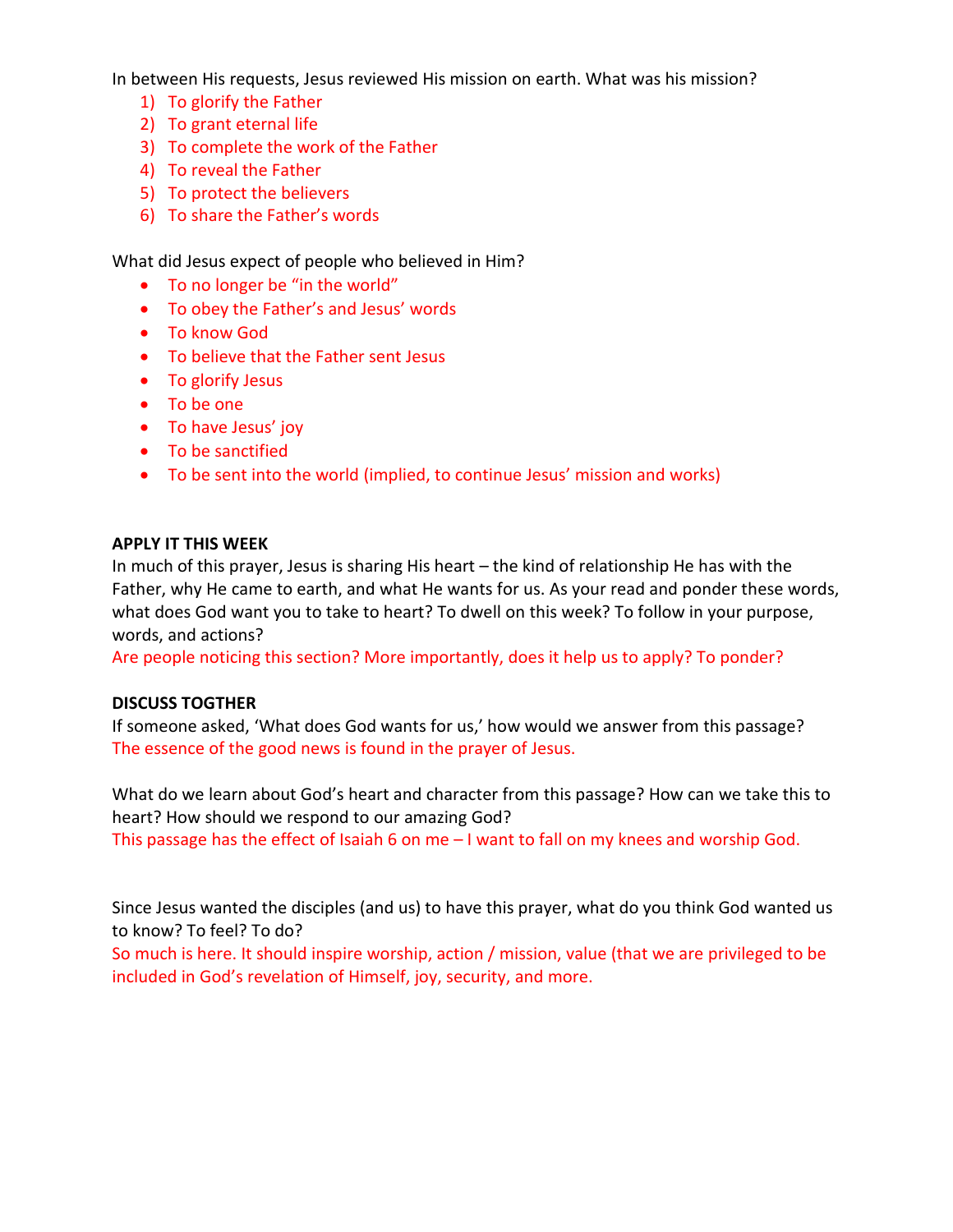In between His requests, Jesus reviewed His mission on earth. What was his mission?

1) To glorify the Father
2) To grant eternal life
3) To complete the work of the Father
4) To reveal the Father
5) To protect the believers
6) To share the Father's words

What did Jesus expect of people who believed in Him?

- To no longer be "in the world"
- To obey the Father's and Jesus' words
- To know God
- To believe that the Father sent Jesus
- To glorify Jesus
- To be one
- To have Jesus' joy
- To be sanctified
- To be sent into the world (implied, to continue Jesus' mission and works)

**APPLY IT THIS WEEK**

In much of this prayer, Jesus is sharing His heart – the kind of relationship He has with the Father, why He came to earth, and what He wants for us. As your read and ponder these words, what does God want you to take to heart? To dwell on this week? To follow in your purpose, words, and actions?

Are people noticing this section? More importantly, does it help us to apply? To ponder?

**DISCUSS TOGTHER**

If someone asked, 'What does God wants for us,' how would we answer from this passage?

The essence of the good news is found in the prayer of Jesus.

What do we learn about God's heart and character from this passage? How can we take this to heart? How should we respond to our amazing God?

This passage has the effect of Isaiah 6 on me – I want to fall on my knees and worship God.

Since Jesus wanted the disciples (and us) to have this prayer, what do you think God wanted us to know? To feel? To do?

So much is here. It should inspire worship, action / mission, value (that we are privileged to be included in God's revelation of Himself, joy, security, and more.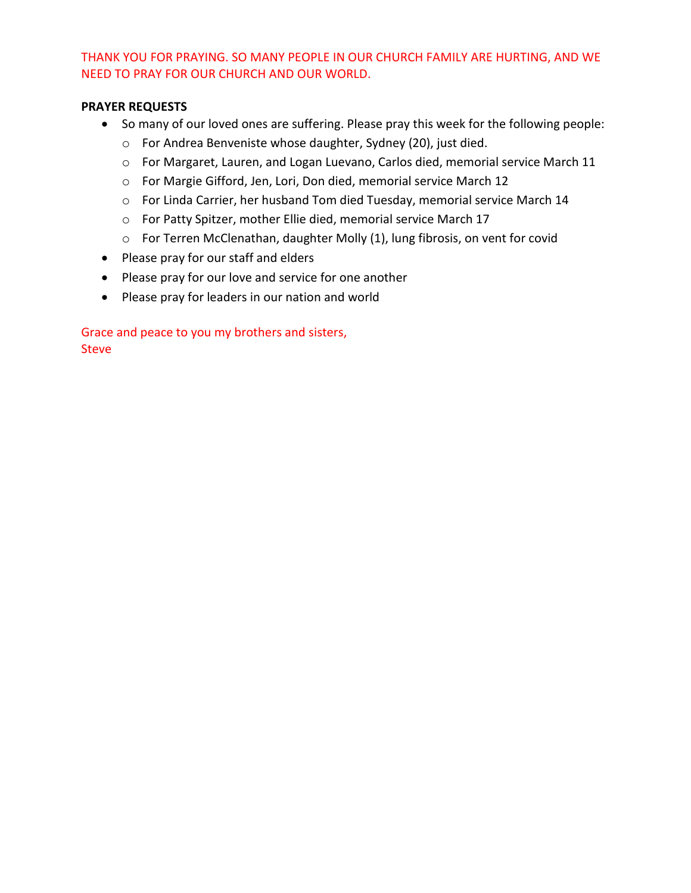THANK YOU FOR PRAYING. SO MANY PEOPLE IN OUR CHURCH FAMILY ARE HURTING, AND WE NEED TO PRAY FOR OUR CHURCH AND OUR WORLD.

**PRAYER REQUESTS**

- So many of our loved ones are suffering. Please pray this week for the following people:
  - For Andrea Benveniste whose daughter, Sydney (20), just died.
  - For Margaret, Lauren, and Logan Luevano, Carlos died, memorial service March 11
  - For Margie Gifford, Jen, Lori, Don died, memorial service March 12
  - For Linda Carrier, her husband Tom died Tuesday, memorial service March 14
  - For Patty Spitzer, mother Ellie died, memorial service March 17
  - For Terren McClenathan, daughter Molly (1), lung fibrosis, on vent for covid
- Please pray for our staff and elders
- Please pray for our love and service for one another
- Please pray for leaders in our nation and world

Grace and peace to you my brothers and sisters,
Steve